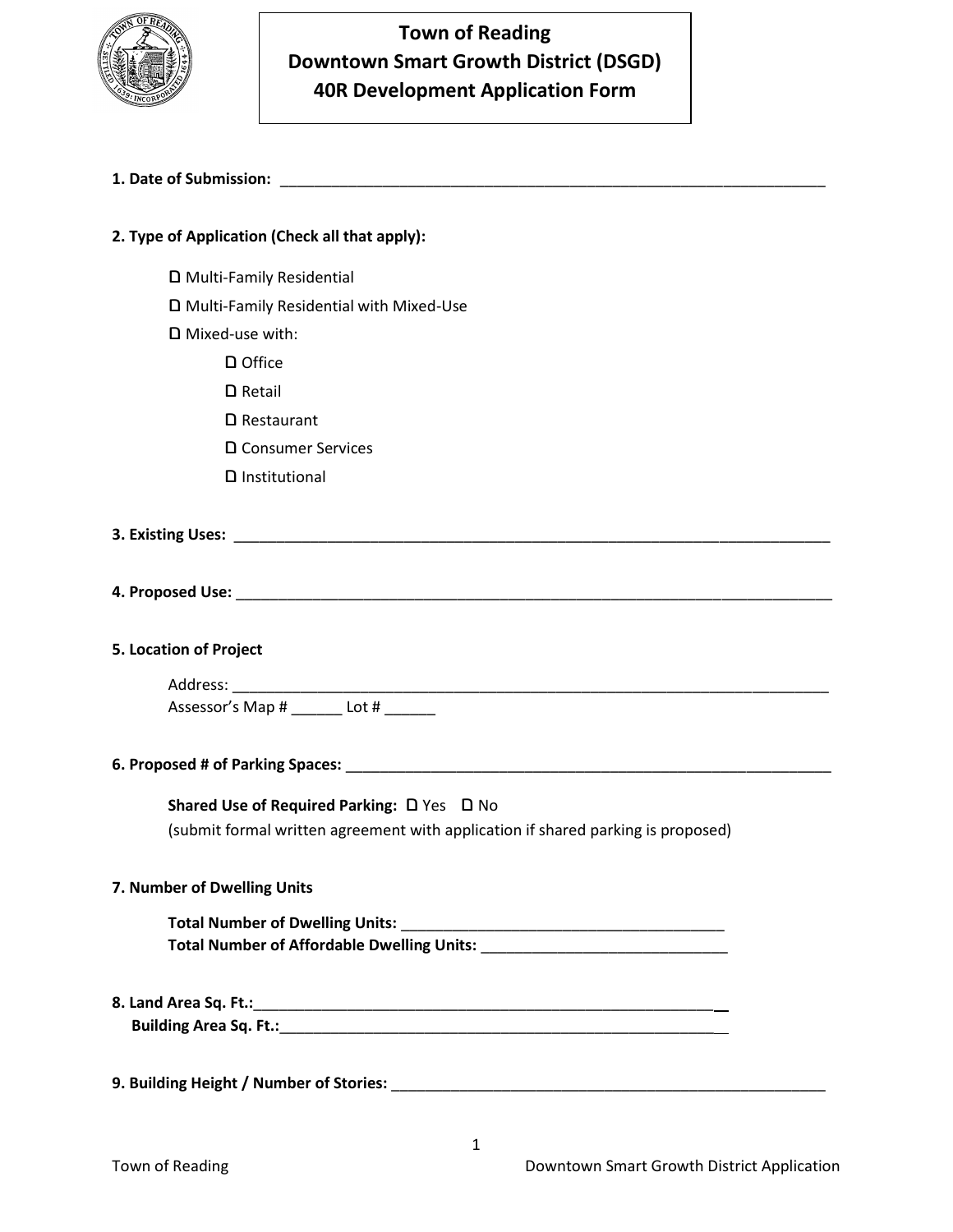# Town of Reading
# Downtown Smart Growth District (DSGD)
# 40R Development Application Form

**1. Date of Submission:** ___________________________________________________________________

**2. Type of Application (Check all that apply):**

- ☐ Multi-Family Residential
- ☐ Multi-Family Residential with Mixed-Use
- ☐ Mixed-use with:
  - ☐ Office
  - ☐ Retail
  - ☐ Restaurant
  - ☐ Consumer Services
  - ☐ Institutional

**3. Existing Uses:** ___________________________________________________________________________

**4. Proposed Use:** ___________________________________________________________________________

**5. Location of Project**

Address: ___________________________________________________________________________

Assessor's Map # ______ Lot # ______

**6. Proposed # of Parking Spaces:** ______________________________________________________________

**Shared Use of Required Parking:** ☐ Yes ☐ No

(submit formal written agreement with application if shared parking is proposed)

**7. Number of Dwelling Units**

**Total Number of Dwelling Units:** ________________________________________

**Total Number of Affordable Dwelling Units:** ______________________________

**8. Land Area Sq. Ft.:**_________________________________________________________

**Building Area Sq. Ft.:**______________________________________________________

**9. Building Height / Number of Stories:** ______________________________________________________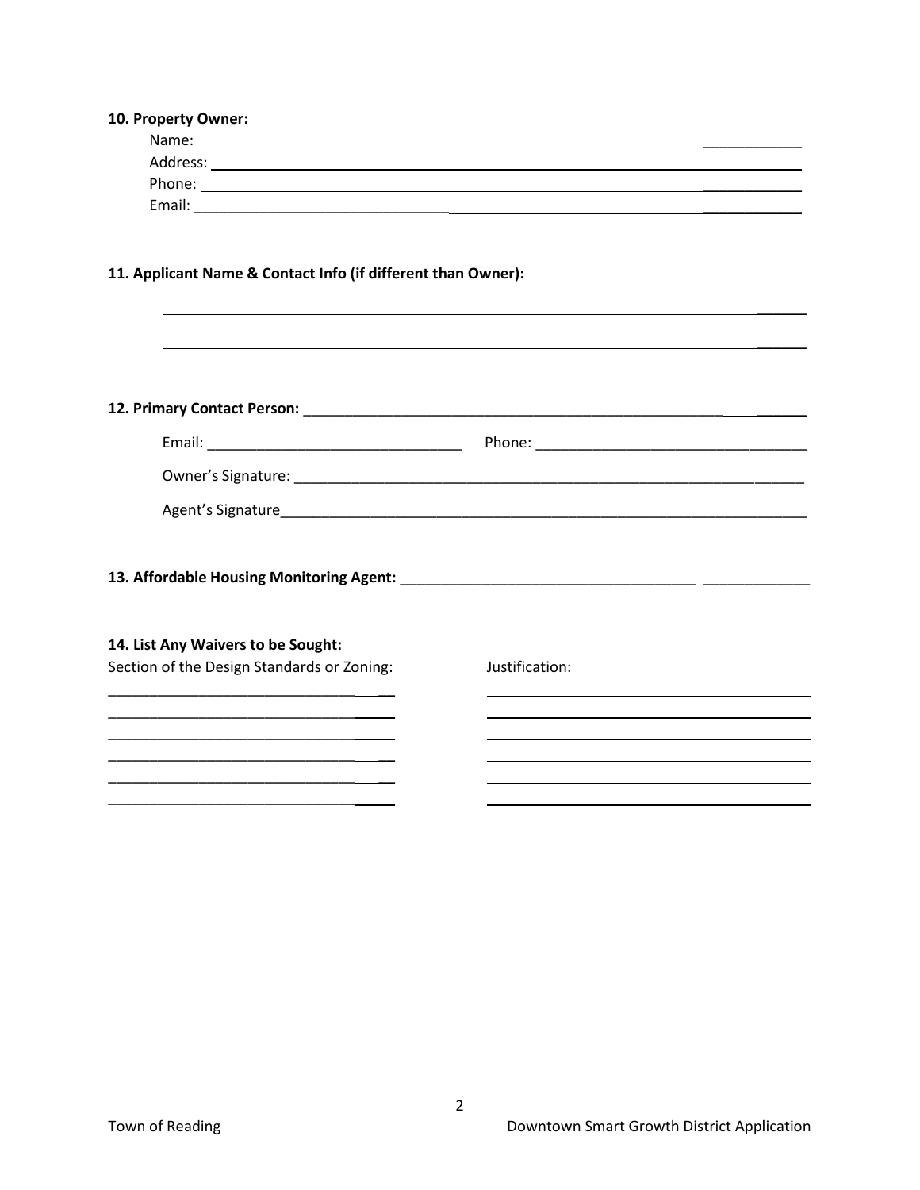**10. Property Owner:**

Name: ______________________________________________

Address: ______________________________________________

Phone: ______________________________________________

Email: ______________________________________________

**11. Applicant Name & Contact Info (if different than Owner):**

______________________________________________

______________________________________________

**12. Primary Contact Person:** ______________________________________________

Email: ______________________ Phone: ______________________

Owner's Signature: ______________________________________________

Agent's Signature______________________________________________

**13. Affordable Housing Monitoring Agent:** ______________________________________________

**14. List Any Waivers to be Sought:**

| Section of the Design Standards or Zoning: | Justification: |
|---|---|
| ______________________ | ______________________ |
| ______________________ | ______________________ |
| ______________________ | ______________________ |
| ______________________ | ______________________ |
| ______________________ | ______________________ |
| ______________________ | ______________________ |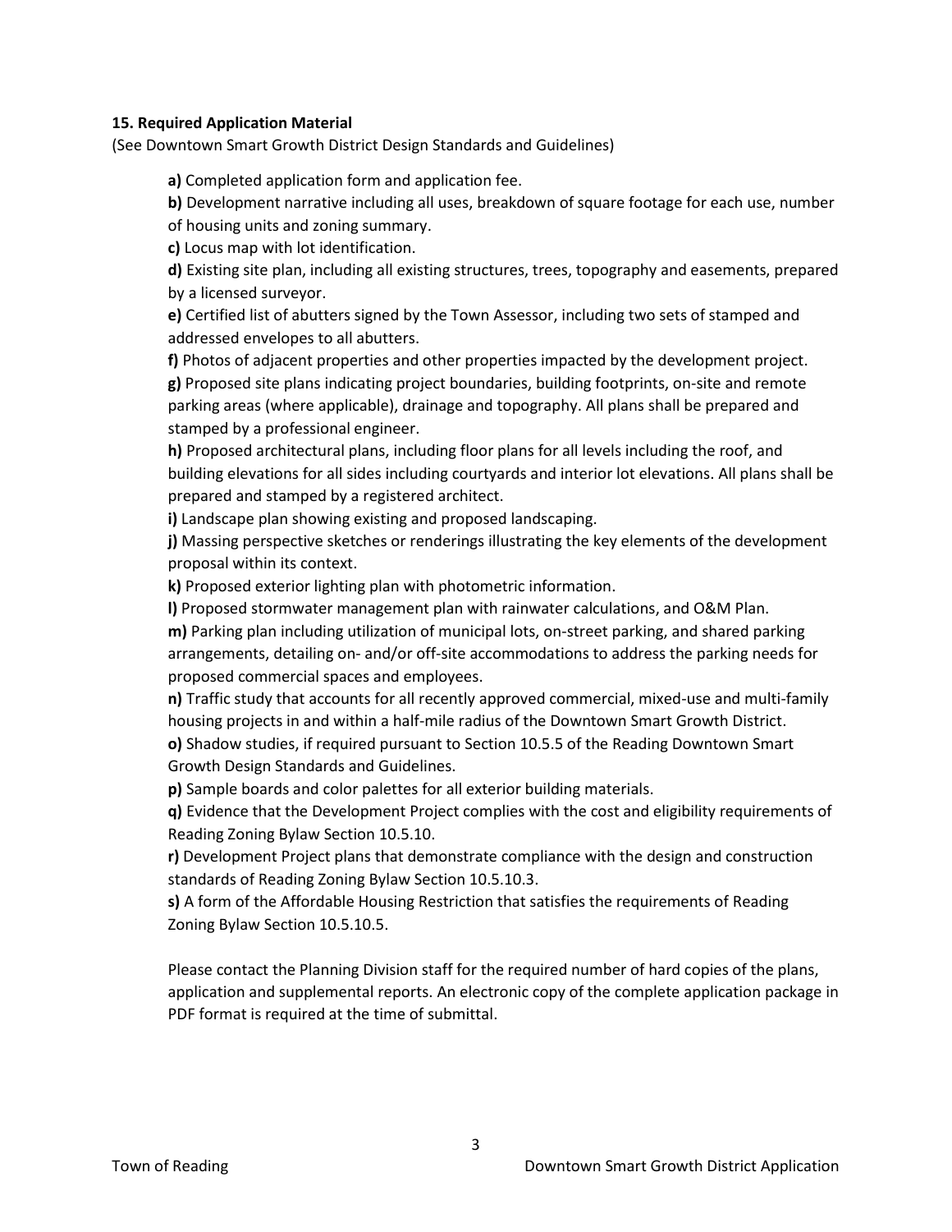**15. Required Application Material**

(See Downtown Smart Growth District Design Standards and Guidelines)

**a)** Completed application form and application fee.

**b)** Development narrative including all uses, breakdown of square footage for each use, number of housing units and zoning summary.

**c)** Locus map with lot identification.

**d)** Existing site plan, including all existing structures, trees, topography and easements, prepared by a licensed surveyor.

**e)** Certified list of abutters signed by the Town Assessor, including two sets of stamped and addressed envelopes to all abutters.

**f)** Photos of adjacent properties and other properties impacted by the development project.

**g)** Proposed site plans indicating project boundaries, building footprints, on-site and remote parking areas (where applicable), drainage and topography. All plans shall be prepared and stamped by a professional engineer.

**h)** Proposed architectural plans, including floor plans for all levels including the roof, and building elevations for all sides including courtyards and interior lot elevations. All plans shall be prepared and stamped by a registered architect.

**i)** Landscape plan showing existing and proposed landscaping.

**j)** Massing perspective sketches or renderings illustrating the key elements of the development proposal within its context.

**k)** Proposed exterior lighting plan with photometric information.

**l)** Proposed stormwater management plan with rainwater calculations, and O&M Plan.

**m)** Parking plan including utilization of municipal lots, on-street parking, and shared parking arrangements, detailing on- and/or off-site accommodations to address the parking needs for proposed commercial spaces and employees.

**n)** Traffic study that accounts for all recently approved commercial, mixed-use and multi-family housing projects in and within a half-mile radius of the Downtown Smart Growth District.

**o)** Shadow studies, if required pursuant to Section 10.5.5 of the Reading Downtown Smart Growth Design Standards and Guidelines.

**p)** Sample boards and color palettes for all exterior building materials.

**q)** Evidence that the Development Project complies with the cost and eligibility requirements of Reading Zoning Bylaw Section 10.5.10.

**r)** Development Project plans that demonstrate compliance with the design and construction standards of Reading Zoning Bylaw Section 10.5.10.3.

**s)** A form of the Affordable Housing Restriction that satisfies the requirements of Reading Zoning Bylaw Section 10.5.10.5.

Please contact the Planning Division staff for the required number of hard copies of the plans, application and supplemental reports. An electronic copy of the complete application package in PDF format is required at the time of submittal.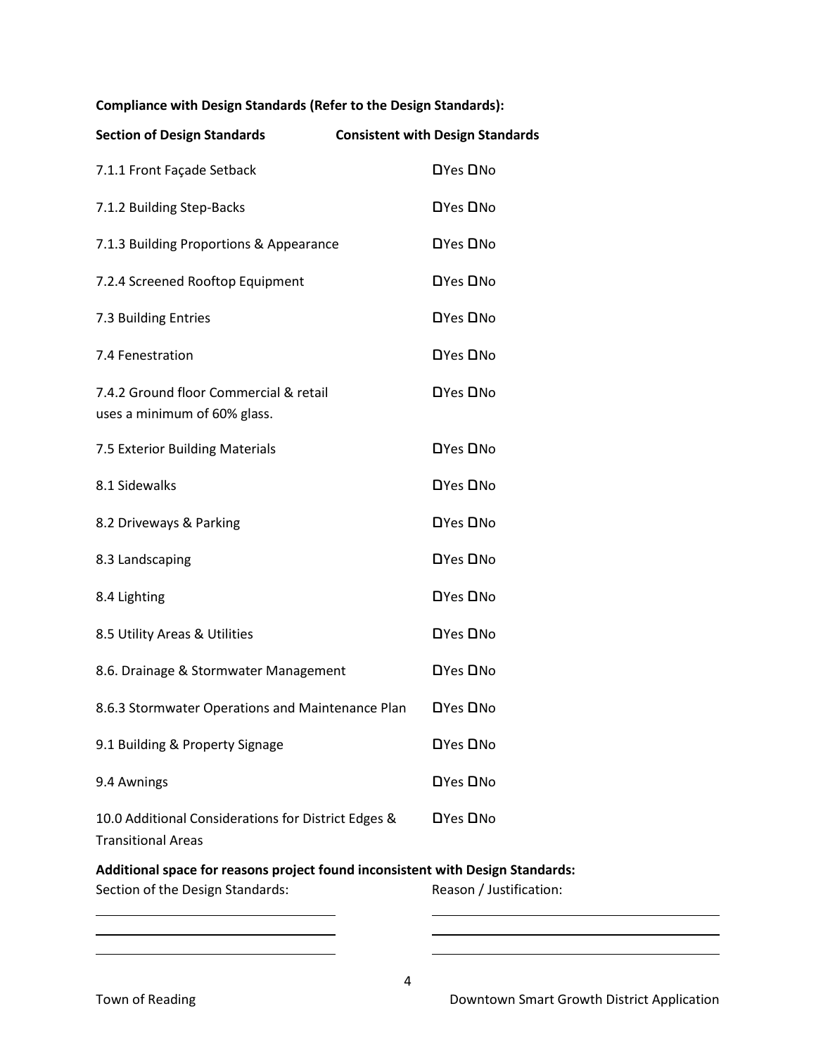**Compliance with Design Standards (Refer to the Design Standards):**

| Section of Design Standards | Consistent with Design Standards |
|---|---|
| 7.1.1 Front Façade Setback | ☐Yes ☐No |
| 7.1.2 Building Step-Backs | ☐Yes ☐No |
| 7.1.3 Building Proportions & Appearance | ☐Yes ☐No |
| 7.2.4 Screened Rooftop Equipment | ☐Yes ☐No |
| 7.3 Building Entries | ☐Yes ☐No |
| 7.4 Fenestration | ☐Yes ☐No |
| 7.4.2 Ground floor Commercial & retail uses a minimum of 60% glass. | ☐Yes ☐No |
| 7.5 Exterior Building Materials | ☐Yes ☐No |
| 8.1 Sidewalks | ☐Yes ☐No |
| 8.2 Driveways & Parking | ☐Yes ☐No |
| 8.3 Landscaping | ☐Yes ☐No |
| 8.4 Lighting | ☐Yes ☐No |
| 8.5 Utility Areas & Utilities | ☐Yes ☐No |
| 8.6. Drainage & Stormwater Management | ☐Yes ☐No |
| 8.6.3 Stormwater Operations and Maintenance Plan | ☐Yes ☐No |
| 9.1 Building & Property Signage | ☐Yes ☐No |
| 9.4 Awnings | ☐Yes ☐No |
| 10.0 Additional Considerations for District Edges & Transitional Areas | ☐Yes ☐No |

**Additional space for reasons project found inconsistent with Design Standards:**

| Section of the Design Standards: | Reason / Justification: |
|---|---|
| ______________________________ | ______________________________ |
| ______________________________ | ______________________________ |
| ______________________________ | ______________________________ |